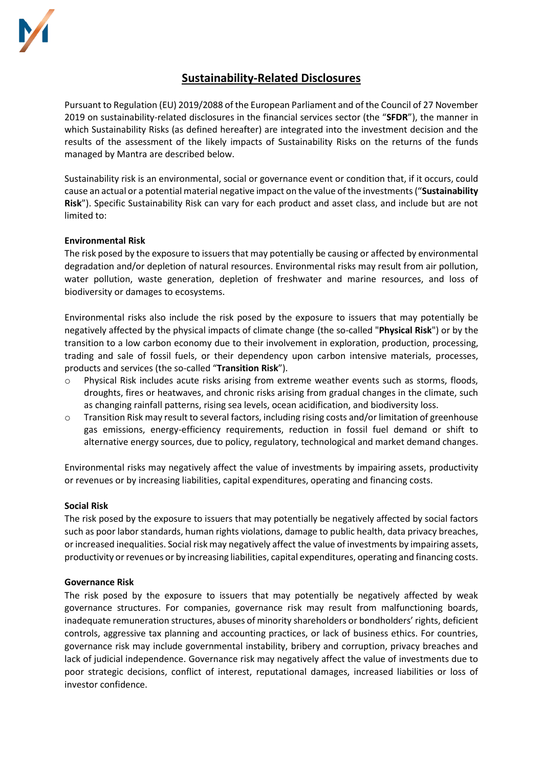# Sustainability-Related Disclosures

Pursuant to Regulation (EU) 2019/2088 of the European Parliament and of the Council of 27 November 2019 on sustainability-related disclosures in the financial services sector (the "**SFDR**"), the manner in which Sustainability Risks (as defined hereafter) are integrated into the investment decision and the results of the assessment of the likely impacts of Sustainability Risks on the returns of the funds managed by Mantra are described below.

Sustainability risk is an environmental, social or governance event or condition that, if it occurs, could cause an actual or a potential material negative impact on the value of the investments ("**Sustainability Risk**"). Specific Sustainability Risk can vary for each product and asset class, and include but are not limited to:

**Environmental Risk**

The risk posed by the exposure to issuers that may potentially be causing or affected by environmental degradation and/or depletion of natural resources. Environmental risks may result from air pollution, water pollution, waste generation, depletion of freshwater and marine resources, and loss of biodiversity or damages to ecosystems.

Environmental risks also include the risk posed by the exposure to issuers that may potentially be negatively affected by the physical impacts of climate change (the so-called "**Physical Risk**") or by the transition to a low carbon economy due to their involvement in exploration, production, processing, trading and sale of fossil fuels, or their dependency upon carbon intensive materials, processes, products and services (the so-called "**Transition Risk**").

- Physical Risk includes acute risks arising from extreme weather events such as storms, floods, droughts, fires or heatwaves, and chronic risks arising from gradual changes in the climate, such as changing rainfall patterns, rising sea levels, ocean acidification, and biodiversity loss.
- Transition Risk may result to several factors, including rising costs and/or limitation of greenhouse gas emissions, energy-efficiency requirements, reduction in fossil fuel demand or shift to alternative energy sources, due to policy, regulatory, technological and market demand changes.

Environmental risks may negatively affect the value of investments by impairing assets, productivity or revenues or by increasing liabilities, capital expenditures, operating and financing costs.

**Social Risk**

The risk posed by the exposure to issuers that may potentially be negatively affected by social factors such as poor labor standards, human rights violations, damage to public health, data privacy breaches, or increased inequalities. Social risk may negatively affect the value of investments by impairing assets, productivity or revenues or by increasing liabilities, capital expenditures, operating and financing costs.

**Governance Risk**

The risk posed by the exposure to issuers that may potentially be negatively affected by weak governance structures. For companies, governance risk may result from malfunctioning boards, inadequate remuneration structures, abuses of minority shareholders or bondholders' rights, deficient controls, aggressive tax planning and accounting practices, or lack of business ethics. For countries, governance risk may include governmental instability, bribery and corruption, privacy breaches and lack of judicial independence. Governance risk may negatively affect the value of investments due to poor strategic decisions, conflict of interest, reputational damages, increased liabilities or loss of investor confidence.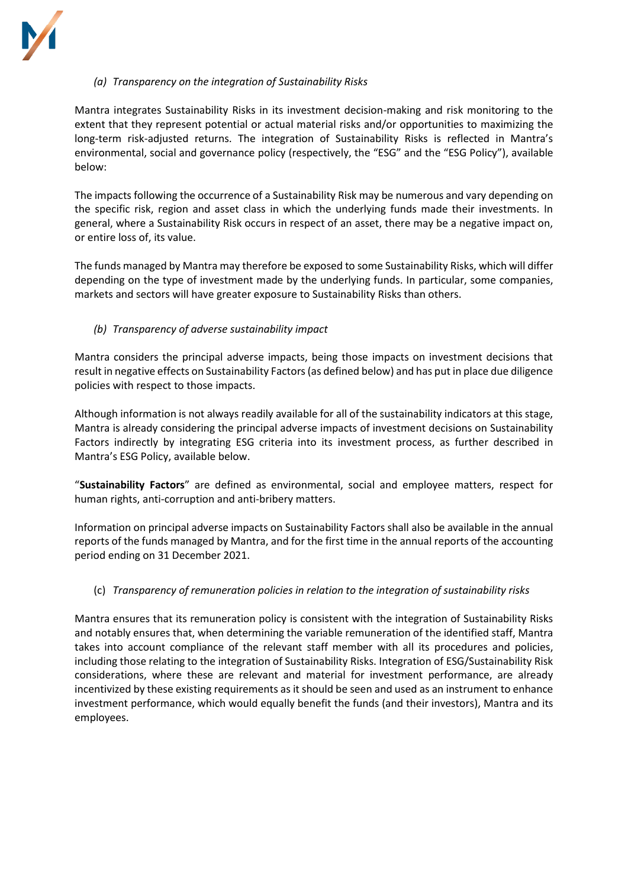### *(a) Transparency on the integration of Sustainability Risks*

Mantra integrates Sustainability Risks in its investment decision-making and risk monitoring to the extent that they represent potential or actual material risks and/or opportunities to maximizing the long-term risk-adjusted returns. The integration of Sustainability Risks is reflected in Mantra's environmental, social and governance policy (respectively, the "ESG" and the "ESG Policy"), available below:

The impacts following the occurrence of a Sustainability Risk may be numerous and vary depending on the specific risk, region and asset class in which the underlying funds made their investments. In general, where a Sustainability Risk occurs in respect of an asset, there may be a negative impact on, or entire loss of, its value.

The funds managed by Mantra may therefore be exposed to some Sustainability Risks, which will differ depending on the type of investment made by the underlying funds. In particular, some companies, markets and sectors will have greater exposure to Sustainability Risks than others.

### *(b) Transparency of adverse sustainability impact*

Mantra considers the principal adverse impacts, being those impacts on investment decisions that result in negative effects on Sustainability Factors (as defined below) and has put in place due diligence policies with respect to those impacts.

Although information is not always readily available for all of the sustainability indicators at this stage, Mantra is already considering the principal adverse impacts of investment decisions on Sustainability Factors indirectly by integrating ESG criteria into its investment process, as further described in Mantra's ESG Policy, available below.

"**Sustainability Factors**" are defined as environmental, social and employee matters, respect for human rights, anti-corruption and anti-bribery matters.

Information on principal adverse impacts on Sustainability Factors shall also be available in the annual reports of the funds managed by Mantra, and for the first time in the annual reports of the accounting period ending on 31 December 2021.

### (c) *Transparency of remuneration policies in relation to the integration of sustainability risks*

Mantra ensures that its remuneration policy is consistent with the integration of Sustainability Risks and notably ensures that, when determining the variable remuneration of the identified staff, Mantra takes into account compliance of the relevant staff member with all its procedures and policies, including those relating to the integration of Sustainability Risks. Integration of ESG/Sustainability Risk considerations, where these are relevant and material for investment performance, are already incentivized by these existing requirements as it should be seen and used as an instrument to enhance investment performance, which would equally benefit the funds (and their investors), Mantra and its employees.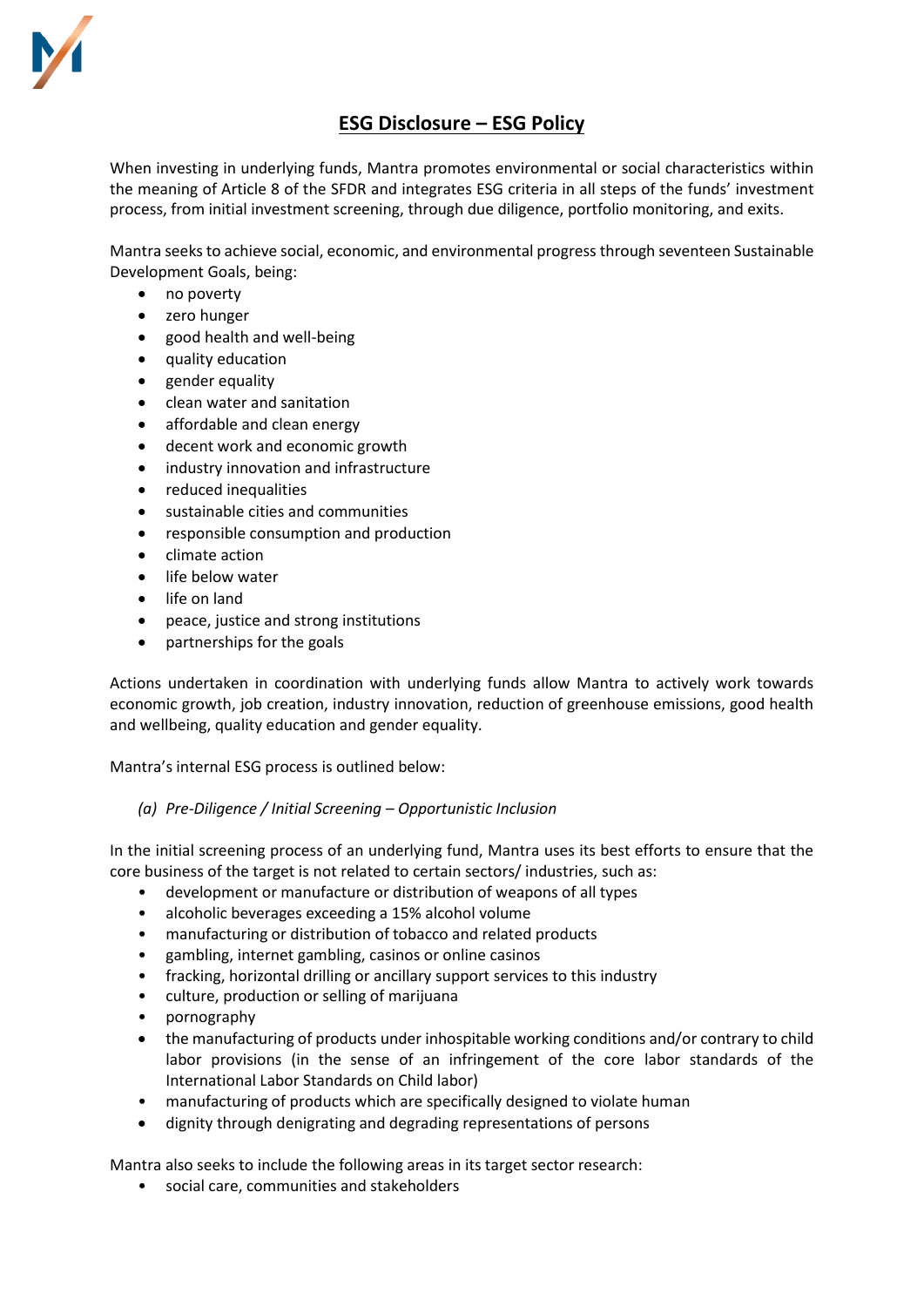## ESG Disclosure – ESG Policy

When investing in underlying funds, Mantra promotes environmental or social characteristics within the meaning of Article 8 of the SFDR and integrates ESG criteria in all steps of the funds' investment process, from initial investment screening, through due diligence, portfolio monitoring, and exits.

Mantra seeks to achieve social, economic, and environmental progress through seventeen Sustainable Development Goals, being:

- no poverty
- zero hunger
- good health and well-being
- quality education
- gender equality
- clean water and sanitation
- affordable and clean energy
- decent work and economic growth
- industry innovation and infrastructure
- reduced inequalities
- sustainable cities and communities
- responsible consumption and production
- climate action
- life below water
- life on land
- peace, justice and strong institutions
- partnerships for the goals

Actions undertaken in coordination with underlying funds allow Mantra to actively work towards economic growth, job creation, industry innovation, reduction of greenhouse emissions, good health and wellbeing, quality education and gender equality.

Mantra's internal ESG process is outlined below:

*(a) Pre-Diligence / Initial Screening – Opportunistic Inclusion*

In the initial screening process of an underlying fund, Mantra uses its best efforts to ensure that the core business of the target is not related to certain sectors/ industries, such as:

- development or manufacture or distribution of weapons of all types
- alcoholic beverages exceeding a 15% alcohol volume
- manufacturing or distribution of tobacco and related products
- gambling, internet gambling, casinos or online casinos
- fracking, horizontal drilling or ancillary support services to this industry
- culture, production or selling of marijuana
- pornography
- the manufacturing of products under inhospitable working conditions and/or contrary to child labor provisions (in the sense of an infringement of the core labor standards of the International Labor Standards on Child labor)
- manufacturing of products which are specifically designed to violate human
- dignity through denigrating and degrading representations of persons

Mantra also seeks to include the following areas in its target sector research:

- social care, communities and stakeholders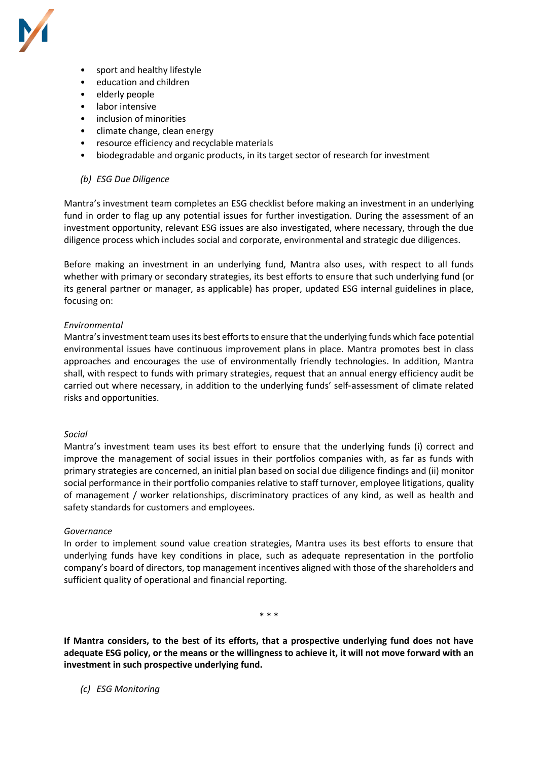- sport and healthy lifestyle
- education and children
- elderly people
- labor intensive
- inclusion of minorities
- climate change, clean energy
- resource efficiency and recyclable materials
- biodegradable and organic products, in its target sector of research for investment

*(b) ESG Due Diligence*

Mantra's investment team completes an ESG checklist before making an investment in an underlying fund in order to flag up any potential issues for further investigation. During the assessment of an investment opportunity, relevant ESG issues are also investigated, where necessary, through the due diligence process which includes social and corporate, environmental and strategic due diligences.

Before making an investment in an underlying fund, Mantra also uses, with respect to all funds whether with primary or secondary strategies, its best efforts to ensure that such underlying fund (or its general partner or manager, as applicable) has proper, updated ESG internal guidelines in place, focusing on:

*Environmental*
Mantra's investment team uses its best efforts to ensure that the underlying funds which face potential environmental issues have continuous improvement plans in place. Mantra promotes best in class approaches and encourages the use of environmentally friendly technologies. In addition, Mantra shall, with respect to funds with primary strategies, request that an annual energy efficiency audit be carried out where necessary, in addition to the underlying funds' self-assessment of climate related risks and opportunities.

*Social*
Mantra's investment team uses its best effort to ensure that the underlying funds (i) correct and improve the management of social issues in their portfolios companies with, as far as funds with primary strategies are concerned, an initial plan based on social due diligence findings and (ii) monitor social performance in their portfolio companies relative to staff turnover, employee litigations, quality of management / worker relationships, discriminatory practices of any kind, as well as health and safety standards for customers and employees.

*Governance*
In order to implement sound value creation strategies, Mantra uses its best efforts to ensure that underlying funds have key conditions in place, such as adequate representation in the portfolio company's board of directors, top management incentives aligned with those of the shareholders and sufficient quality of operational and financial reporting.

\* \* \*

**If Mantra considers, to the best of its efforts, that a prospective underlying fund does not have adequate ESG policy, or the means or the willingness to achieve it, it will not move forward with an investment in such prospective underlying fund.**

*(c) ESG Monitoring*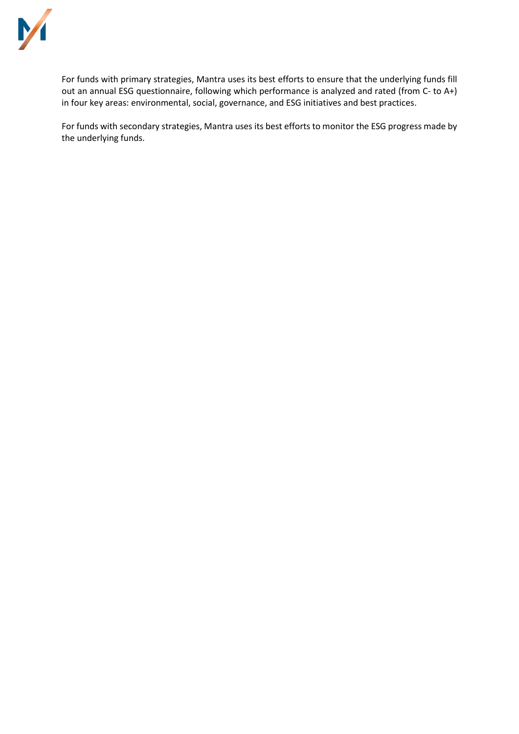For funds with primary strategies, Mantra uses its best efforts to ensure that the underlying funds fill out an annual ESG questionnaire, following which performance is analyzed and rated (from C- to A+) in four key areas: environmental, social, governance, and ESG initiatives and best practices.

For funds with secondary strategies, Mantra uses its best efforts to monitor the ESG progress made by the underlying funds.